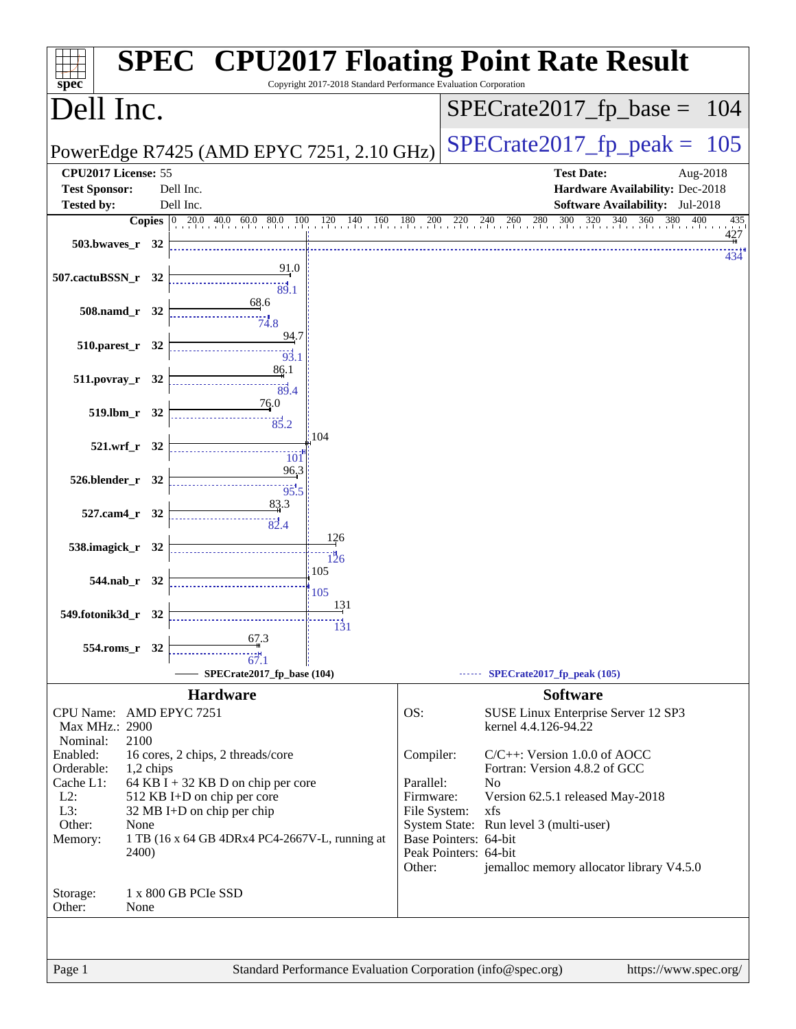# SPEC CPU2017 Floating Point Rate Result

Copyright 2017-2018 Standard Performance Evaluation Corporation

## Dell Inc.

PowerEdge R7425 (AMD EPYC 7251, 2.10 GHz)

SPECrate2017_fp_base = 104

SPECrate2017_fp_peak = 105

| | | | |
|---|---|---|---|
| **CPU2017 License:** | 55 | **Test Date:** | Aug-2018 |
| **Test Sponsor:** | Dell Inc. | **Hardware Availability:** | Dec-2018 |
| **Tested by:** | Dell Inc. | **Software Availability:** | Jul-2018 |

| Benchmark | Copies | Base | Peak |
|---|---|---|---|
| 503.bwaves_r | 32 | 427 | 434 |
| 507.cactuBSSN_r | 32 | 91.0 | 89.1 |
| 508.namd_r | 32 | 68.6 | 74.8 |
| 510.parest_r | 32 | 94.7 | 93.1 |
| 511.povray_r | 32 | 86.1 | 89.4 |
| 519.lbm_r | 32 | 76.0 | 85.2 |
| 521.wrf_r | 32 | 104 | 101 |
| 526.blender_r | 32 | 96.3 | 95.5 |
| 527.cam4_r | 32 | 83.3 | 82.4 |
| 538.imagick_r | 32 | 126 | 126 |
| 544.nab_r | 32 | 105 | 105 |
| 549.fotonik3d_r | 32 | 131 | 131 |
| 554.roms_r | 32 | 67.3 | 67.1 |

SPECrate2017_fp_base (104) ------ SPECrate2017_fp_peak (105)

## Hardware

| | |
|---|---|
| CPU Name: | AMD EPYC 7251 |
| Max MHz.: | 2900 |
| Nominal: | 2100 |
| Enabled: | 16 cores, 2 chips, 2 threads/core |
| Orderable: | 1,2 chips |
| Cache L1: | 64 KB I + 32 KB D on chip per core |
| L2: | 512 KB I+D on chip per core |
| L3: | 32 MB I+D on chip per chip |
| Other: | None |
| Memory: | 1 TB (16 x 64 GB 4DRx4 PC4-2667V-L, running at 2400) |
| Storage: | 1 x 800 GB PCIe SSD |
| Other: | None |

## Software

| | |
|---|---|
| OS: | SUSE Linux Enterprise Server 12 SP3 kernel 4.4.126-94.22 |
| Compiler: | C/C++: Version 1.0.0 of AOCC Fortran: Version 4.8.2 of GCC |
| Parallel: | No |
| Firmware: | Version 62.5.1 released May-2018 |
| File System: | xfs |
| System State: | Run level 3 (multi-user) |
| Base Pointers: | 64-bit |
| Peak Pointers: | 64-bit |
| Other: | jemalloc memory allocator library V4.5.0 |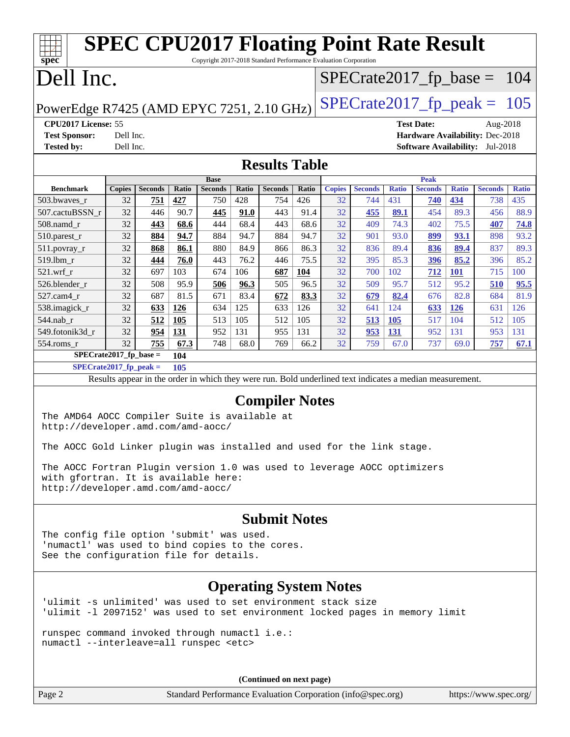# SPEC CPU2017 Floating Point Rate Result

Copyright 2017-2018 Standard Performance Evaluation Corporation

# Dell Inc.

PowerEdge R7425 (AMD EPYC 7251, 2.10 GHz)

SPECrate2017_fp_base = 104

SPECrate2017_fp_peak = 105

**CPU2017 License:** 55
**Test Sponsor:** Dell Inc.
**Tested by:** Dell Inc.
**Test Date:** Aug-2018
**Hardware Availability:** Dec-2018
**Software Availability:** Jul-2018

## Results Table

| Benchmark | Base | | | | | | | Peak | | | | | | |
|---|---|---|---|---|---|---|---|---|---|---|---|---|---|---|
| | Copies | Seconds | Ratio | Seconds | Ratio | Seconds | Ratio | Copies | Seconds | Ratio | Seconds | Ratio | Seconds | Ratio |
| 503.bwaves_r | 32 | **751** | **427** | 750 | 428 | 754 | 426 | 32 | 744 | 431 | **740** | **434** | 738 | 435 |
| 507.cactuBSSN_r | 32 | 446 | 90.7 | **445** | **91.0** | 443 | 91.4 | 32 | **455** | **89.1** | 454 | 89.3 | 456 | 88.9 |
| 508.namd_r | 32 | **443** | **68.6** | 444 | 68.4 | 443 | 68.6 | 32 | 409 | 74.3 | 402 | 75.5 | **407** | **74.8** |
| 510.parest_r | 32 | **884** | **94.7** | 884 | 94.7 | 884 | 94.7 | 32 | 901 | 93.0 | **899** | **93.1** | 898 | 93.2 |
| 511.povray_r | 32 | **868** | **86.1** | 880 | 84.9 | 866 | 86.3 | 32 | 836 | 89.4 | **836** | **89.4** | 837 | 89.3 |
| 519.lbm_r | 32 | **444** | **76.0** | 443 | 76.2 | 446 | 75.5 | 32 | 395 | 85.3 | **396** | **85.2** | 396 | 85.2 |
| 521.wrf_r | 32 | 697 | 103 | 674 | 106 | **687** | **104** | 32 | 700 | 102 | **712** | **101** | 715 | 100 |
| 526.blender_r | 32 | 508 | 95.9 | **506** | **96.3** | 505 | 96.5 | 32 | 509 | 95.7 | 512 | 95.2 | **510** | **95.5** |
| 527.cam4_r | 32 | 687 | 81.5 | 671 | 83.4 | **672** | **83.3** | 32 | **679** | **82.4** | 676 | 82.8 | 684 | 81.9 |
| 538.imagick_r | 32 | **633** | **126** | 634 | 125 | 633 | 126 | 32 | 641 | 124 | **633** | **126** | 631 | 126 |
| 544.nab_r | 32 | **512** | **105** | 513 | 105 | 512 | 105 | 32 | **513** | **105** | 517 | 104 | 512 | 105 |
| 549.fotonik3d_r | 32 | **954** | **131** | 952 | 131 | 955 | 131 | 32 | **953** | **131** | 952 | 131 | 953 | 131 |
| 554.roms_r | 32 | **755** | **67.3** | 748 | 68.0 | 769 | 66.2 | 32 | 759 | 67.0 | 737 | 69.0 | **757** | **67.1** |

**SPECrate2017_fp_base = 104**

**SPECrate2017_fp_peak = 105**

Results appear in the order in which they were run. Bold underlined text indicates a median measurement.

## Compiler Notes

```
The AMD64 AOCC Compiler Suite is available at
http://developer.amd.com/amd-aocc/

The AOCC Gold Linker plugin was installed and used for the link stage.

The AOCC Fortran Plugin version 1.0 was used to leverage AOCC optimizers
with gfortran. It is available here:
http://developer.amd.com/amd-aocc/
```

## Submit Notes

```
The config file option 'submit' was used.
'numactl' was used to bind copies to the cores.
See the configuration file for details.
```

## Operating System Notes

```
'ulimit -s unlimited' was used to set environment stack size
'ulimit -l 2097152' was used to set environment locked pages in memory limit

runspec command invoked through numactl i.e.:
numactl --interleave=all runspec <etc>
```

**(Continued on next page)**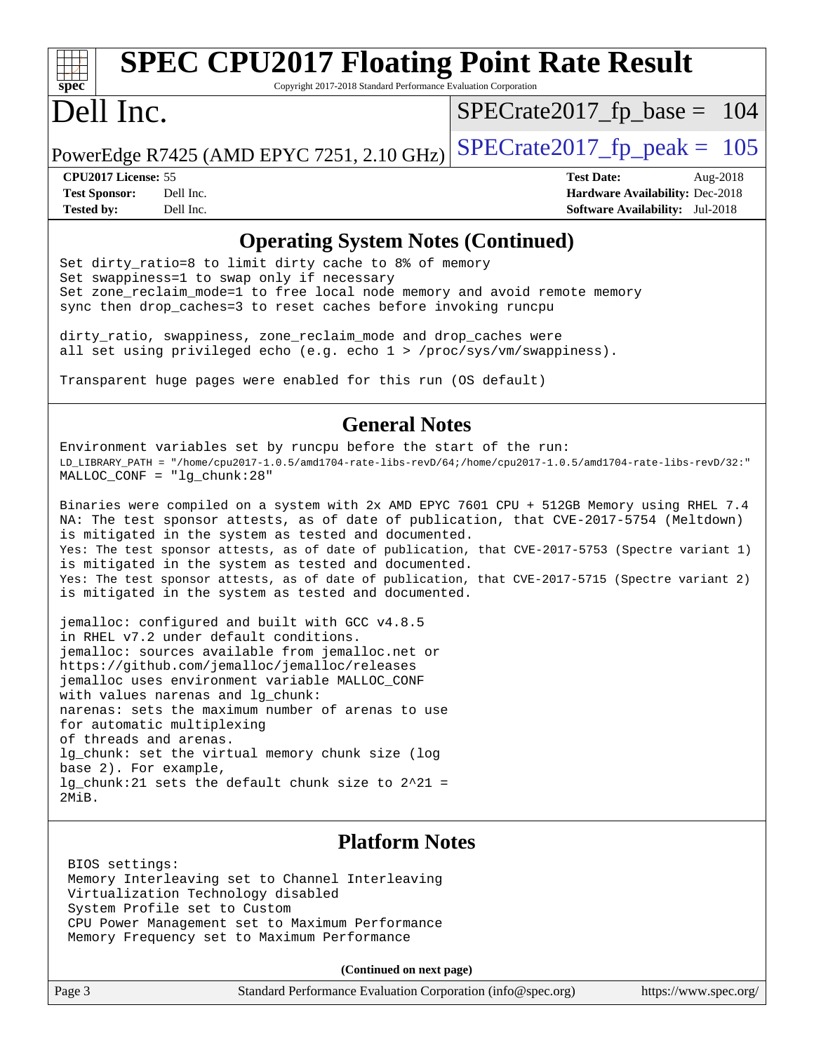# SPEC CPU2017 Floating Point Rate Result

Copyright 2017-2018 Standard Performance Evaluation Corporation

# Dell Inc.

PowerEdge R7425 (AMD EPYC 7251, 2.10 GHz)

SPECrate2017_fp_base = 104

SPECrate2017_fp_peak = 105

**CPU2017 License:** 55
**Test Sponsor:** Dell Inc.
**Tested by:** Dell Inc.

**Test Date:** Aug-2018
**Hardware Availability:** Dec-2018
**Software Availability:** Jul-2018

## Operating System Notes (Continued)

```
Set dirty_ratio=8 to limit dirty cache to 8% of memory
Set swappiness=1 to swap only if necessary
Set zone_reclaim_mode=1 to free local node memory and avoid remote memory
sync then drop_caches=3 to reset caches before invoking runcpu

dirty_ratio, swappiness, zone_reclaim_mode and drop_caches were
all set using privileged echo (e.g. echo 1 > /proc/sys/vm/swappiness).

Transparent huge pages were enabled for this run (OS default)
```

## General Notes

```
Environment variables set by runcpu before the start of the run:
LD_LIBRARY_PATH = "/home/cpu2017-1.0.5/amd1704-rate-libs-revD/64;/home/cpu2017-1.0.5/amd1704-rate-libs-revD/32:"
MALLOC_CONF = "lg_chunk:28"

Binaries were compiled on a system with 2x AMD EPYC 7601 CPU + 512GB Memory using RHEL 7.4
NA: The test sponsor attests, as of date of publication, that CVE-2017-5754 (Meltdown)
is mitigated in the system as tested and documented.
Yes: The test sponsor attests, as of date of publication, that CVE-2017-5753 (Spectre variant 1)
is mitigated in the system as tested and documented.
Yes: The test sponsor attests, as of date of publication, that CVE-2017-5715 (Spectre variant 2)
is mitigated in the system as tested and documented.

jemalloc: configured and built with GCC v4.8.5
in RHEL v7.2 under default conditions.
jemalloc: sources available from jemalloc.net or
https://github.com/jemalloc/jemalloc/releases
jemalloc uses environment variable MALLOC_CONF
with values narenas and lg_chunk:
narenas: sets the maximum number of arenas to use
for automatic multiplexing
of threads and arenas.
lg_chunk: set the virtual memory chunk size (log
base 2). For example,
lg_chunk:21 sets the default chunk size to 2^21 =
2MiB.
```

## Platform Notes

```
BIOS settings:
Memory Interleaving set to Channel Interleaving
Virtualization Technology disabled
System Profile set to Custom
CPU Power Management set to Maximum Performance
Memory Frequency set to Maximum Performance
```

**(Continued on next page)**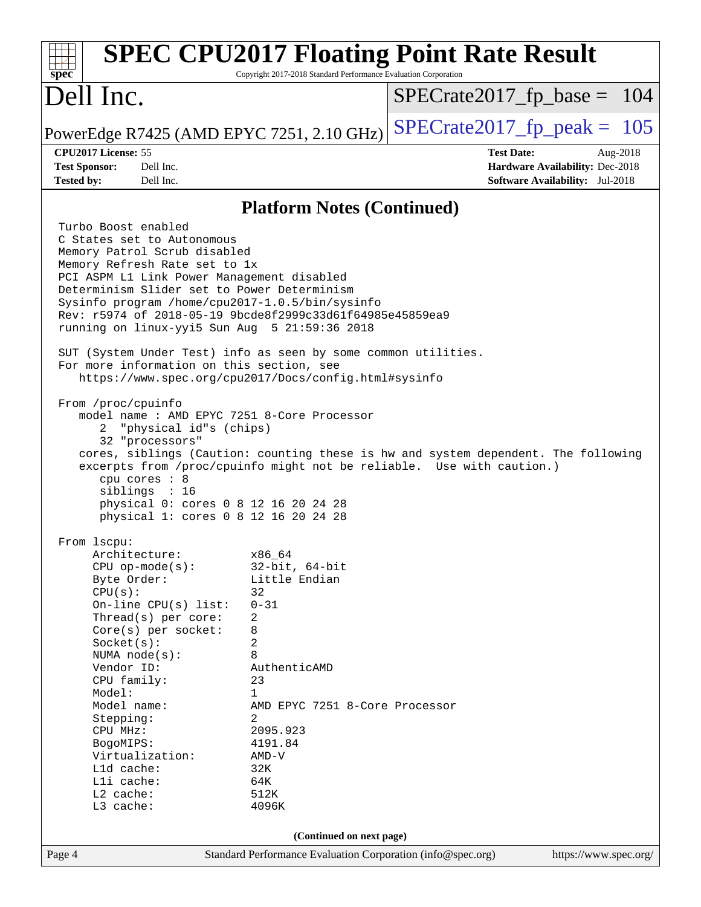## Platform Notes (Continued)

```
Turbo Boost enabled
C States set to Autonomous
Memory Patrol Scrub disabled
Memory Refresh Rate set to 1x
PCI ASPM L1 Link Power Management disabled
Determinism Slider set to Power Determinism
Sysinfo program /home/cpu2017-1.0.5/bin/sysinfo
Rev: r5974 of 2018-05-19 9bcde8f2999c33d61f64985e45859ea9
running on linux-yyi5 Sun Aug  5 21:59:36 2018

SUT (System Under Test) info as seen by some common utilities.
For more information on this section, see
   https://www.spec.org/cpu2017/Docs/config.html#sysinfo

From /proc/cpuinfo
   model name : AMD EPYC 7251 8-Core Processor
      2  "physical id"s (chips)
      32 "processors"
   cores, siblings (Caution: counting these is hw and system dependent. The following
   excerpts from /proc/cpuinfo might not be reliable.  Use with caution.)
      cpu cores : 8
      siblings  : 16
      physical 0: cores 0 8 12 16 20 24 28
      physical 1: cores 0 8 12 16 20 24 28

From lscpu:
     Architecture:          x86_64
     CPU op-mode(s):        32-bit, 64-bit
     Byte Order:            Little Endian
     CPU(s):                32
     On-line CPU(s) list:   0-31
     Thread(s) per core:    2
     Core(s) per socket:    8
     Socket(s):             2
     NUMA node(s):          8
     Vendor ID:             AuthenticAMD
     CPU family:            23
     Model:                 1
     Model name:            AMD EPYC 7251 8-Core Processor
     Stepping:              2
     CPU MHz:               2095.923
     BogoMIPS:              4191.84
     Virtualization:        AMD-V
     L1d cache:             32K
     L1i cache:             64K
     L2 cache:              512K
     L3 cache:              4096K
```

**(Continued on next page)**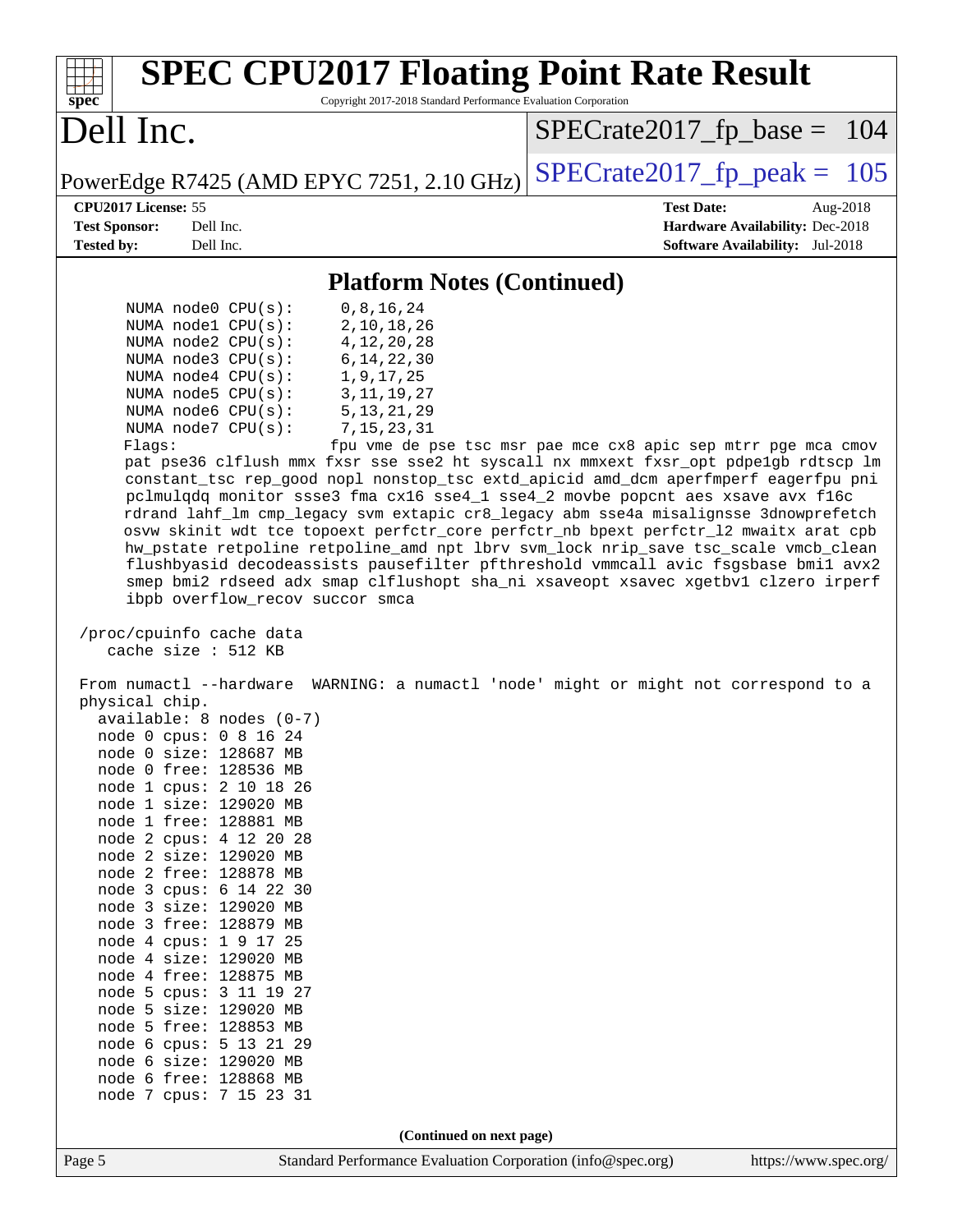## Platform Notes (Continued)

```
      NUMA node0 CPU(s):      0,8,16,24
      NUMA node1 CPU(s):      2,10,18,26
      NUMA node2 CPU(s):      4,12,20,28
      NUMA node3 CPU(s):      6,14,22,30
      NUMA node4 CPU(s):      1,9,17,25
      NUMA node5 CPU(s):      3,11,19,27
      NUMA node6 CPU(s):      5,13,21,29
      NUMA node7 CPU(s):      7,15,23,31
      Flags:                  fpu vme de pse tsc msr pae mce cx8 apic sep mtrr pge mca cmov
      pat pse36 clflush mmx fxsr sse sse2 ht syscall nx mmxext fxsr_opt pdpe1gb rdtscp lm
      constant_tsc rep_good nopl nonstop_tsc extd_apicid amd_dcm aperfmperf eagerfpu pni
      pclmulqdq monitor ssse3 fma cx16 sse4_1 sse4_2 movbe popcnt aes xsave avx f16c
      rdrand lahf_lm cmp_legacy svm extapic cr8_legacy abm sse4a misalignsse 3dnowprefetch
      osvw skinit wdt tce topoext perfctr_core perfctr_nb bpext perfctr_l2 mwaitx arat cpb
      hw_pstate retpoline retpoline_amd npt lbrv svm_lock nrip_save tsc_scale vmcb_clean
      flushbyasid decodeassists pausefilter pfthreshold vmmcall avic fsgsbase bmi1 avx2
      smep bmi2 rdseed adx smap clflushopt sha_ni xsaveopt xsavec xgetbv1 clzero irperf
      ibpb overflow_recov succor smca

 /proc/cpuinfo cache data
    cache size : 512 KB

 From numactl --hardware  WARNING: a numactl 'node' might or might not correspond to a
 physical chip.
   available: 8 nodes (0-7)
   node 0 cpus: 0 8 16 24
   node 0 size: 128687 MB
   node 0 free: 128536 MB
   node 1 cpus: 2 10 18 26
   node 1 size: 129020 MB
   node 1 free: 128881 MB
   node 2 cpus: 4 12 20 28
   node 2 size: 129020 MB
   node 2 free: 128878 MB
   node 3 cpus: 6 14 22 30
   node 3 size: 129020 MB
   node 3 free: 128879 MB
   node 4 cpus: 1 9 17 25
   node 4 size: 129020 MB
   node 4 free: 128875 MB
   node 5 cpus: 3 11 19 27
   node 5 size: 129020 MB
   node 5 free: 128853 MB
   node 6 cpus: 5 13 21 29
   node 6 size: 129020 MB
   node 6 free: 128868 MB
   node 7 cpus: 7 15 23 31
```

(Continued on next page)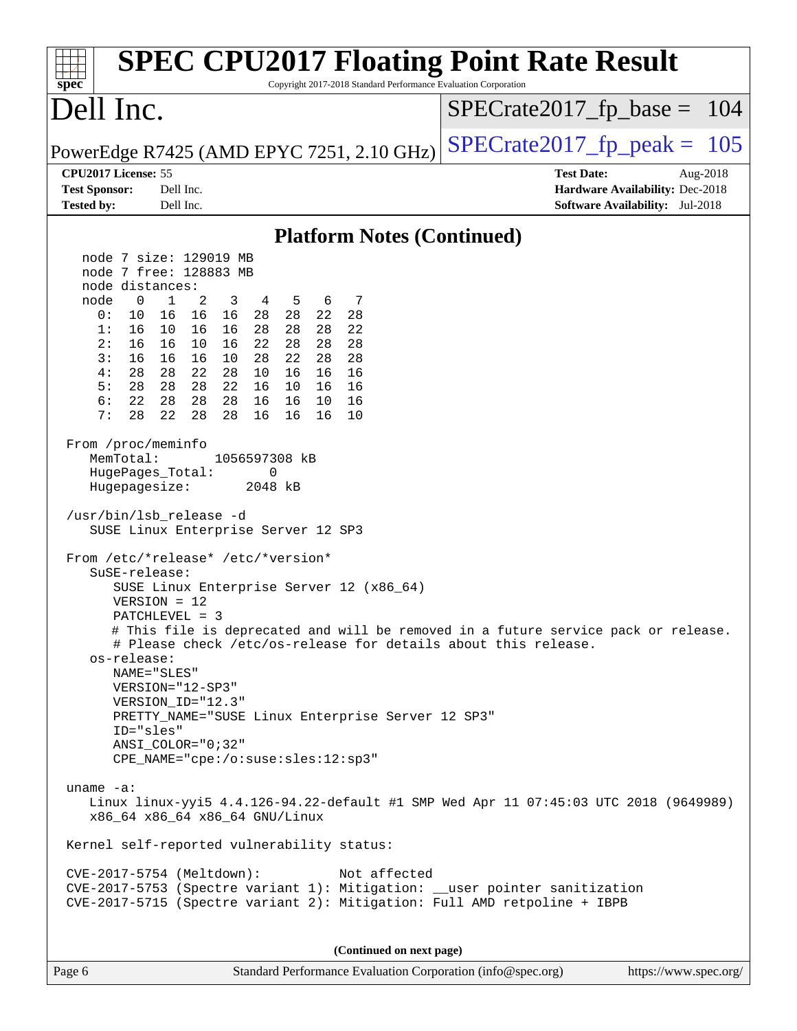# SPEC CPU2017 Floating Point Rate Result

Copyright 2017-2018 Standard Performance Evaluation Corporation

## Dell Inc.

PowerEdge R7425 (AMD EPYC 7251, 2.10 GHz)

SPECrate2017_fp_base = 104

SPECrate2017_fp_peak = 105

**CPU2017 License:** 55
**Test Sponsor:** Dell Inc.
**Tested by:** Dell Inc.

**Test Date:** Aug-2018
**Hardware Availability:** Dec-2018
**Software Availability:** Jul-2018

### Platform Notes (Continued)

```
   node 7 size: 129019 MB
   node 7 free: 128883 MB
   node distances:
   node   0   1   2   3   4   5   6   7
     0:  10  16  16  16  28  28  22  28
     1:  16  10  16  16  28  28  28  22
     2:  16  16  10  16  22  28  28  28
     3:  16  16  16  10  28  22  28  28
     4:  28  28  22  28  10  16  16  16
     5:  28  28  28  22  16  10  16  16
     6:  22  28  28  28  16  16  10  16
     7:  28  22  28  28  16  16  16  10

 From /proc/meminfo
    MemTotal:       1056597308 kB
    HugePages_Total:       0
    Hugepagesize:       2048 kB

 /usr/bin/lsb_release -d
    SUSE Linux Enterprise Server 12 SP3

 From /etc/*release* /etc/*version*
    SuSE-release:
       SUSE Linux Enterprise Server 12 (x86_64)
       VERSION = 12
       PATCHLEVEL = 3
       # This file is deprecated and will be removed in a future service pack or release.
       # Please check /etc/os-release for details about this release.
    os-release:
       NAME="SLES"
       VERSION="12-SP3"
       VERSION_ID="12.3"
       PRETTY_NAME="SUSE Linux Enterprise Server 12 SP3"
       ID="sles"
       ANSI_COLOR="0;32"
       CPE_NAME="cpe:/o:suse:sles:12:sp3"

 uname -a:
    Linux linux-yyi5 4.4.126-94.22-default #1 SMP Wed Apr 11 07:45:03 UTC 2018 (9649989)
    x86_64 x86_64 x86_64 GNU/Linux

 Kernel self-reported vulnerability status:

 CVE-2017-5754 (Meltdown):          Not affected
 CVE-2017-5753 (Spectre variant 1): Mitigation: __user pointer sanitization
 CVE-2017-5715 (Spectre variant 2): Mitigation: Full AMD retpoline + IBPB
```

**(Continued on next page)**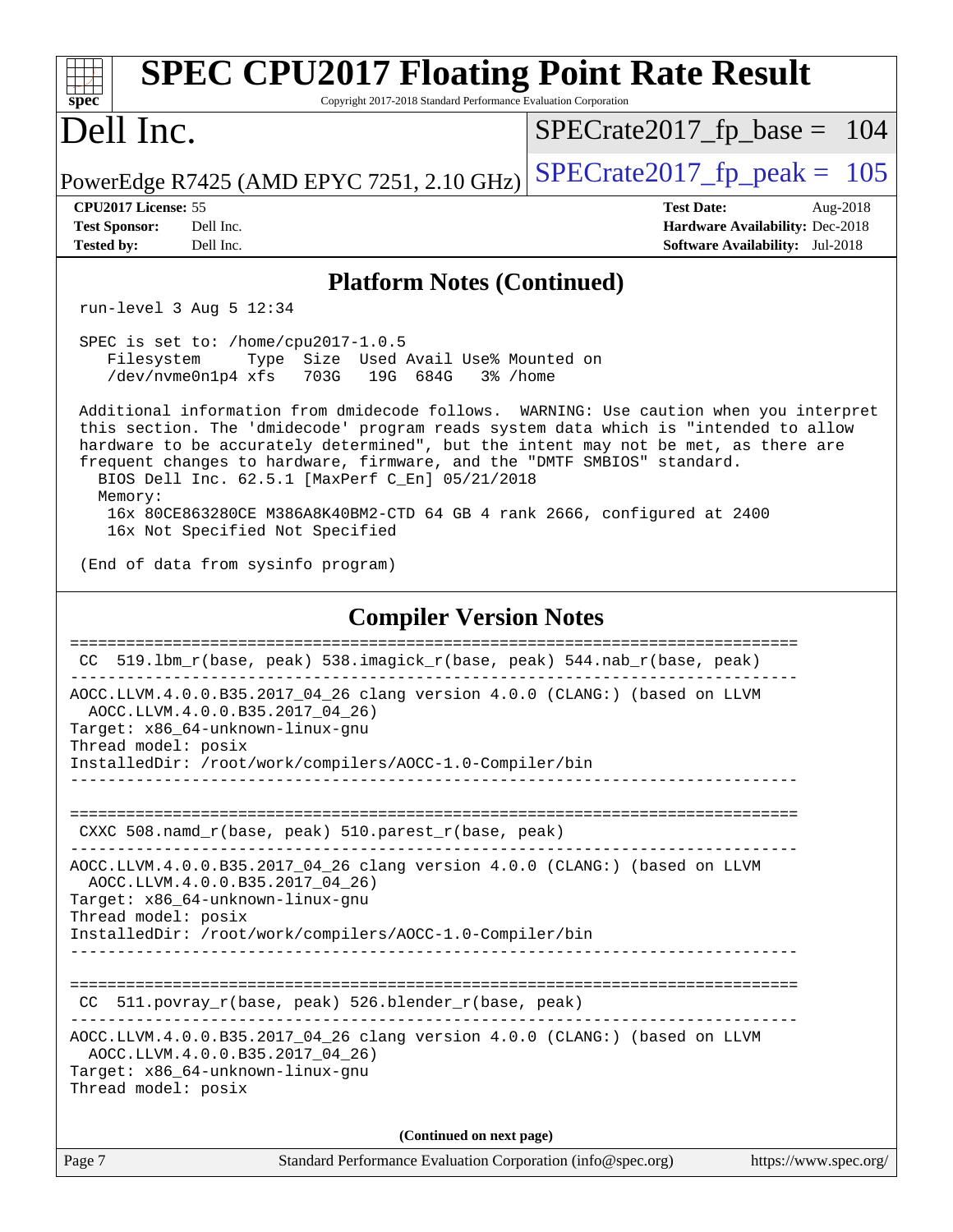## Platform Notes (Continued)

```
run-level 3 Aug 5 12:34

SPEC is set to: /home/cpu2017-1.0.5
   Filesystem     Type  Size  Used Avail Use% Mounted on
   /dev/nvme0n1p4 xfs   703G   19G  684G   3% /home

Additional information from dmidecode follows.  WARNING: Use caution when you interpret
this section. The 'dmidecode' program reads system data which is "intended to allow
hardware to be accurately determined", but the intent may not be met, as there are
frequent changes to hardware, firmware, and the "DMTF SMBIOS" standard.
  BIOS Dell Inc. 62.5.1 [MaxPerf C_En] 05/21/2018
  Memory:
   16x 80CE863280CE M386A8K40BM2-CTD 64 GB 4 rank 2666, configured at 2400
   16x Not Specified Not Specified

(End of data from sysinfo program)
```

## Compiler Version Notes

```
==============================================================================
 CC  519.lbm_r(base, peak) 538.imagick_r(base, peak) 544.nab_r(base, peak)
------------------------------------------------------------------------------
AOCC.LLVM.4.0.0.B35.2017_04_26 clang version 4.0.0 (CLANG:) (based on LLVM
  AOCC.LLVM.4.0.0.B35.2017_04_26)
Target: x86_64-unknown-linux-gnu
Thread model: posix
InstalledDir: /root/work/compilers/AOCC-1.0-Compiler/bin
------------------------------------------------------------------------------

==============================================================================
 CXXC 508.namd_r(base, peak) 510.parest_r(base, peak)
------------------------------------------------------------------------------
AOCC.LLVM.4.0.0.B35.2017_04_26 clang version 4.0.0 (CLANG:) (based on LLVM
  AOCC.LLVM.4.0.0.B35.2017_04_26)
Target: x86_64-unknown-linux-gnu
Thread model: posix
InstalledDir: /root/work/compilers/AOCC-1.0-Compiler/bin
------------------------------------------------------------------------------

==============================================================================
 CC  511.povray_r(base, peak) 526.blender_r(base, peak)
------------------------------------------------------------------------------
AOCC.LLVM.4.0.0.B35.2017_04_26 clang version 4.0.0 (CLANG:) (based on LLVM
  AOCC.LLVM.4.0.0.B35.2017_04_26)
Target: x86_64-unknown-linux-gnu
Thread model: posix
```

**(Continued on next page)**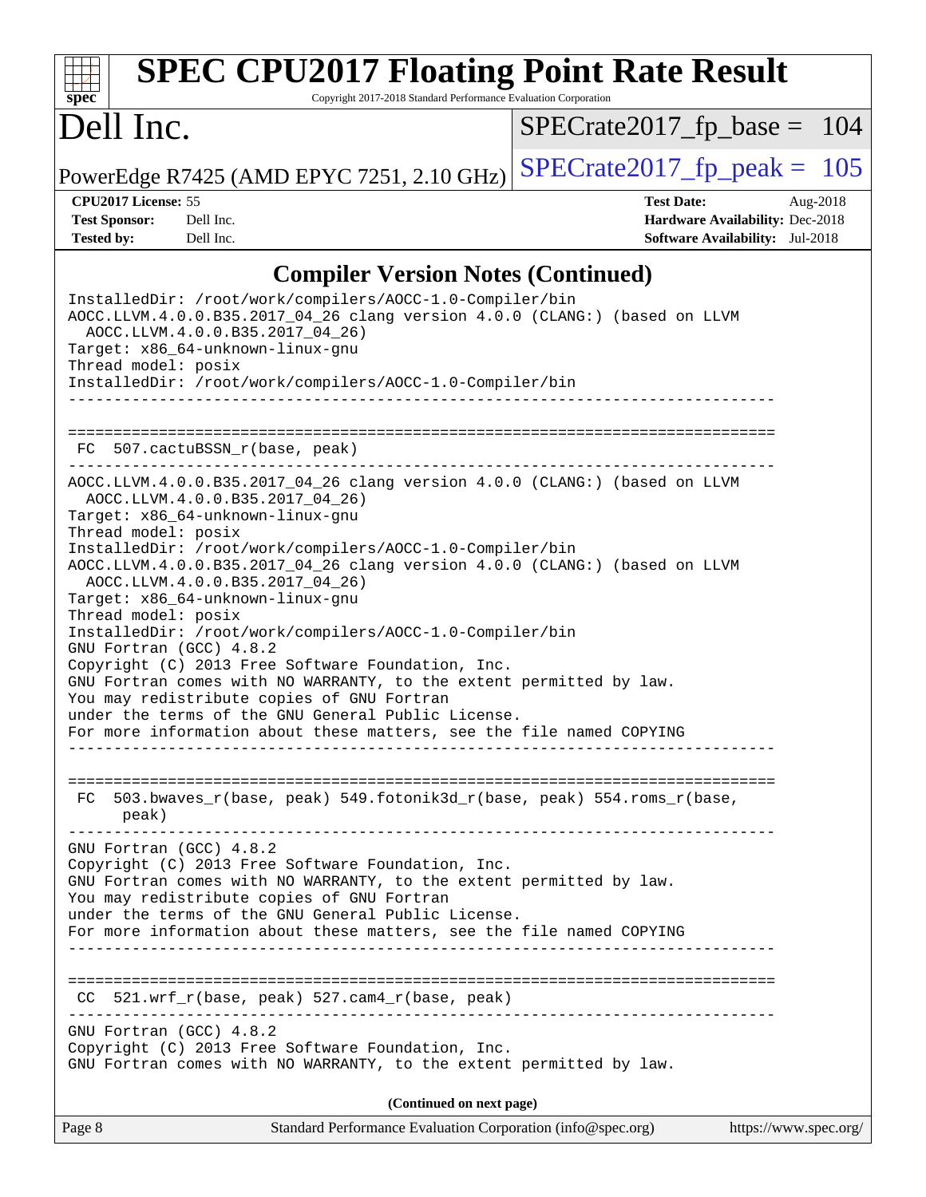## Compiler Version Notes (Continued)

```
InstalledDir: /root/work/compilers/AOCC-1.0-Compiler/bin
AOCC.LLVM.4.0.0.B35.2017_04_26 clang version 4.0.0 (CLANG:) (based on LLVM
  AOCC.LLVM.4.0.0.B35.2017_04_26)
Target: x86_64-unknown-linux-gnu
Thread model: posix
InstalledDir: /root/work/compilers/AOCC-1.0-Compiler/bin
------------------------------------------------------------------------------

==============================================================================
 FC  507.cactuBSSN_r(base, peak)
------------------------------------------------------------------------------
AOCC.LLVM.4.0.0.B35.2017_04_26 clang version 4.0.0 (CLANG:) (based on LLVM
  AOCC.LLVM.4.0.0.B35.2017_04_26)
Target: x86_64-unknown-linux-gnu
Thread model: posix
InstalledDir: /root/work/compilers/AOCC-1.0-Compiler/bin
AOCC.LLVM.4.0.0.B35.2017_04_26 clang version 4.0.0 (CLANG:) (based on LLVM
  AOCC.LLVM.4.0.0.B35.2017_04_26)
Target: x86_64-unknown-linux-gnu
Thread model: posix
InstalledDir: /root/work/compilers/AOCC-1.0-Compiler/bin
GNU Fortran (GCC) 4.8.2
Copyright (C) 2013 Free Software Foundation, Inc.
GNU Fortran comes with NO WARRANTY, to the extent permitted by law.
You may redistribute copies of GNU Fortran
under the terms of the GNU General Public License.
For more information about these matters, see the file named COPYING
------------------------------------------------------------------------------

==============================================================================
 FC  503.bwaves_r(base, peak) 549.fotonik3d_r(base, peak) 554.roms_r(base,
      peak)
------------------------------------------------------------------------------
GNU Fortran (GCC) 4.8.2
Copyright (C) 2013 Free Software Foundation, Inc.
GNU Fortran comes with NO WARRANTY, to the extent permitted by law.
You may redistribute copies of GNU Fortran
under the terms of the GNU General Public License.
For more information about these matters, see the file named COPYING
------------------------------------------------------------------------------

==============================================================================
 CC  521.wrf_r(base, peak) 527.cam4_r(base, peak)
------------------------------------------------------------------------------
GNU Fortran (GCC) 4.8.2
Copyright (C) 2013 Free Software Foundation, Inc.
GNU Fortran comes with NO WARRANTY, to the extent permitted by law.
```

**(Continued on next page)**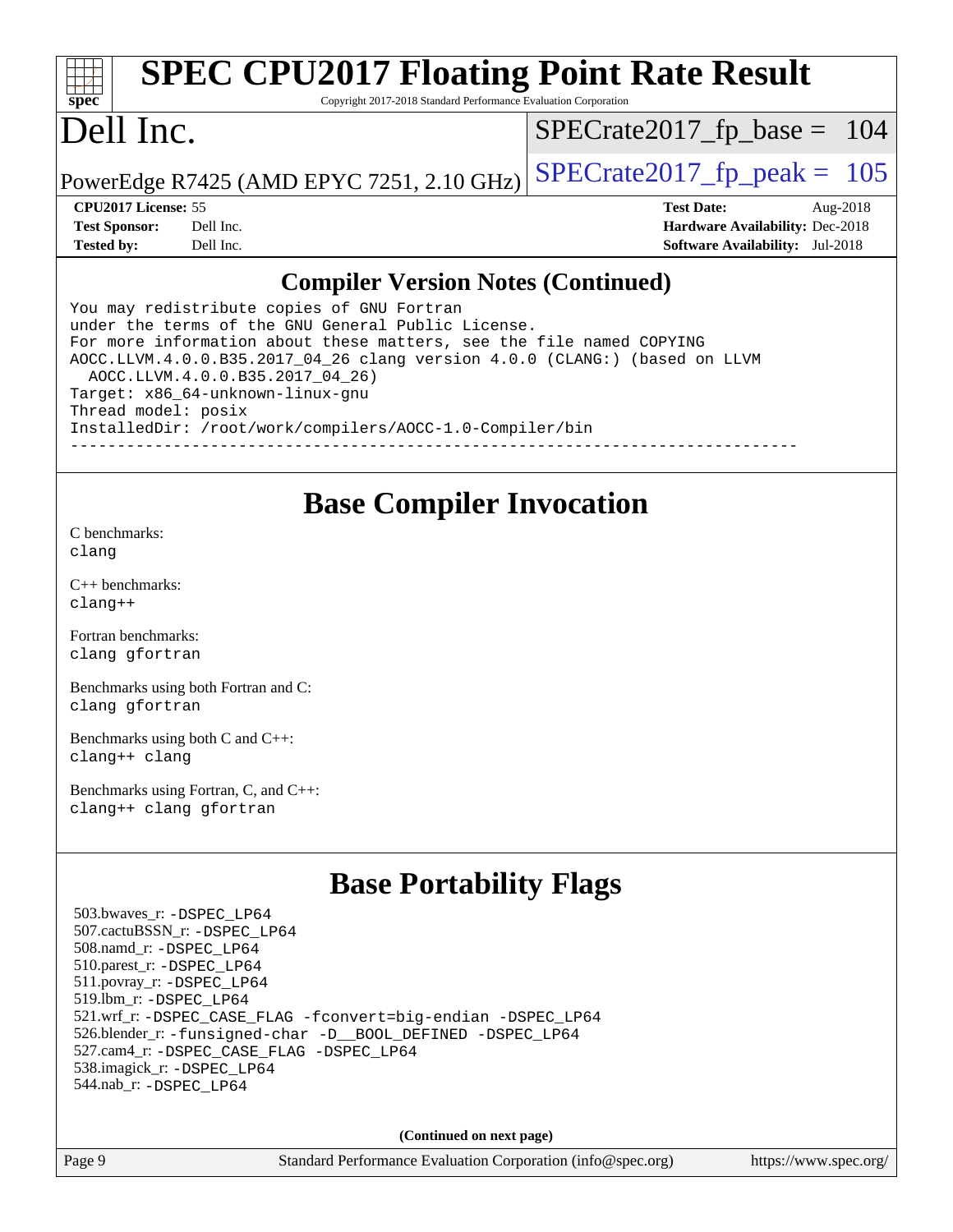## Compiler Version Notes (Continued)

```
You may redistribute copies of GNU Fortran
under the terms of the GNU General Public License.
For more information about these matters, see the file named COPYING
AOCC.LLVM.4.0.0.B35.2017_04_26 clang version 4.0.0 (CLANG:) (based on LLVM
  AOCC.LLVM.4.0.0.B35.2017_04_26)
Target: x86_64-unknown-linux-gnu
Thread model: posix
InstalledDir: /root/work/compilers/AOCC-1.0-Compiler/bin
------------------------------------------------------------------------------
```

## Base Compiler Invocation

C benchmarks:
clang

C++ benchmarks:
clang++

Fortran benchmarks:
clang gfortran

Benchmarks using both Fortran and C:
clang gfortran

Benchmarks using both C and C++:
clang++ clang

Benchmarks using Fortran, C, and C++:
clang++ clang gfortran

## Base Portability Flags

503.bwaves_r: -DSPEC_LP64
507.cactuBSSN_r: -DSPEC_LP64
508.namd_r: -DSPEC_LP64
510.parest_r: -DSPEC_LP64
511.povray_r: -DSPEC_LP64
519.lbm_r: -DSPEC_LP64
521.wrf_r: -DSPEC_CASE_FLAG -fconvert=big-endian -DSPEC_LP64
526.blender_r: -funsigned-char -D__BOOL_DEFINED -DSPEC_LP64
527.cam4_r: -DSPEC_CASE_FLAG -DSPEC_LP64
538.imagick_r: -DSPEC_LP64
544.nab_r: -DSPEC_LP64

**(Continued on next page)**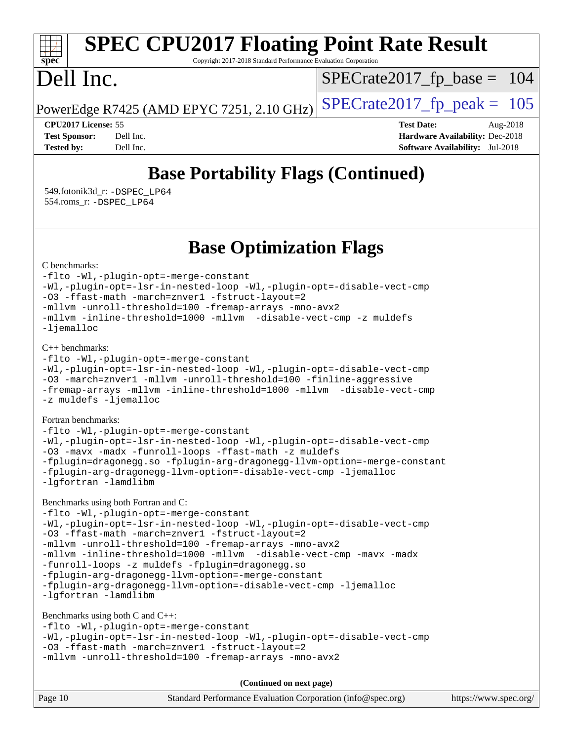# SPEC CPU2017 Floating Point Rate Result

Copyright 2017-2018 Standard Performance Evaluation Corporation

# Dell Inc.

PowerEdge R7425 (AMD EPYC 7251, 2.10 GHz)

SPECrate2017_fp_base = 104

SPECrate2017_fp_peak = 105

**CPU2017 License:** 55
**Test Sponsor:** Dell Inc.
**Tested by:** Dell Inc.

**Test Date:** Aug-2018
**Hardware Availability:** Dec-2018
**Software Availability:** Jul-2018

## Base Portability Flags (Continued)

549.fotonik3d_r: -DSPEC_LP64
554.roms_r: -DSPEC_LP64

## Base Optimization Flags

C benchmarks:

```
-flto -Wl,-plugin-opt=-merge-constant
-Wl,-plugin-opt=-lsr-in-nested-loop -Wl,-plugin-opt=-disable-vect-cmp
-O3 -ffast-math -march=znver1 -fstruct-layout=2
-mllvm -unroll-threshold=100 -fremap-arrays -mno-avx2
-mllvm -inline-threshold=1000 -mllvm  -disable-vect-cmp -z muldefs
-ljemalloc
```

C++ benchmarks:

```
-flto -Wl,-plugin-opt=-merge-constant
-Wl,-plugin-opt=-lsr-in-nested-loop -Wl,-plugin-opt=-disable-vect-cmp
-O3 -march=znver1 -mllvm -unroll-threshold=100 -finline-aggressive
-fremap-arrays -mllvm -inline-threshold=1000 -mllvm  -disable-vect-cmp
-z muldefs -ljemalloc
```

Fortran benchmarks:

```
-flto -Wl,-plugin-opt=-merge-constant
-Wl,-plugin-opt=-lsr-in-nested-loop -Wl,-plugin-opt=-disable-vect-cmp
-O3 -mavx -madx -funroll-loops -ffast-math -z muldefs
-fplugin=dragonegg.so -fplugin-arg-dragonegg-llvm-option=-merge-constant
-fplugin-arg-dragonegg-llvm-option=-disable-vect-cmp -ljemalloc
-lgfortran -lamdlibm
```

Benchmarks using both Fortran and C:

```
-flto -Wl,-plugin-opt=-merge-constant
-Wl,-plugin-opt=-lsr-in-nested-loop -Wl,-plugin-opt=-disable-vect-cmp
-O3 -ffast-math -march=znver1 -fstruct-layout=2
-mllvm -unroll-threshold=100 -fremap-arrays -mno-avx2
-mllvm -inline-threshold=1000 -mllvm  -disable-vect-cmp -mavx -madx
-funroll-loops -z muldefs -fplugin=dragonegg.so
-fplugin-arg-dragonegg-llvm-option=-merge-constant
-fplugin-arg-dragonegg-llvm-option=-disable-vect-cmp -ljemalloc
-lgfortran -lamdlibm
```

Benchmarks using both C and C++:

```
-flto -Wl,-plugin-opt=-merge-constant
-Wl,-plugin-opt=-lsr-in-nested-loop -Wl,-plugin-opt=-disable-vect-cmp
-O3 -ffast-math -march=znver1 -fstruct-layout=2
-mllvm -unroll-threshold=100 -fremap-arrays -mno-avx2
```

**(Continued on next page)**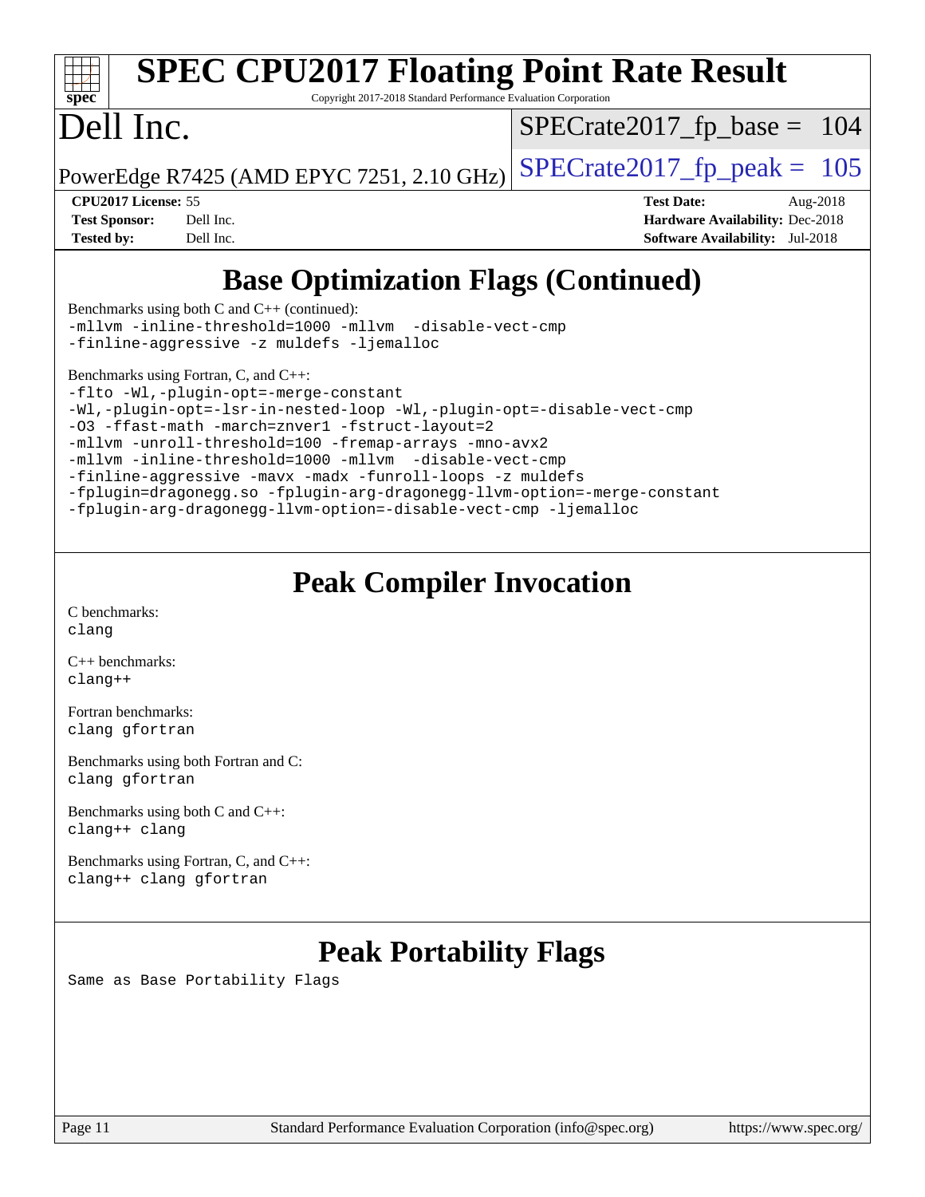# SPEC CPU2017 Floating Point Rate Result

Copyright 2017-2018 Standard Performance Evaluation Corporation

# Dell Inc.

PowerEdge R7425 (AMD EPYC 7251, 2.10 GHz)

SPECrate2017_fp_base = 104

SPECrate2017_fp_peak = 105

**CPU2017 License:** 55
**Test Sponsor:** Dell Inc.
**Tested by:** Dell Inc.

**Test Date:** Aug-2018
**Hardware Availability:** Dec-2018
**Software Availability:** Jul-2018

## Base Optimization Flags (Continued)

Benchmarks using both C and C++ (continued):

```
-mllvm -inline-threshold=1000 -mllvm  -disable-vect-cmp
-finline-aggressive -z muldefs -ljemalloc
```

Benchmarks using Fortran, C, and C++:

```
-flto -Wl,-plugin-opt=-merge-constant
-Wl,-plugin-opt=-lsr-in-nested-loop -Wl,-plugin-opt=-disable-vect-cmp
-O3 -ffast-math -march=znver1 -fstruct-layout=2
-mllvm -unroll-threshold=100 -fremap-arrays -mno-avx2
-mllvm -inline-threshold=1000 -mllvm  -disable-vect-cmp
-finline-aggressive -mavx -madx -funroll-loops -z muldefs
-fplugin=dragonegg.so -fplugin-arg-dragonegg-llvm-option=-merge-constant
-fplugin-arg-dragonegg-llvm-option=-disable-vect-cmp -ljemalloc
```

## Peak Compiler Invocation

C benchmarks:
```
clang
```

C++ benchmarks:
```
clang++
```

Fortran benchmarks:
```
clang gfortran
```

Benchmarks using both Fortran and C:
```
clang gfortran
```

Benchmarks using both C and C++:
```
clang++ clang
```

Benchmarks using Fortran, C, and C++:
```
clang++ clang gfortran
```

## Peak Portability Flags

Same as Base Portability Flags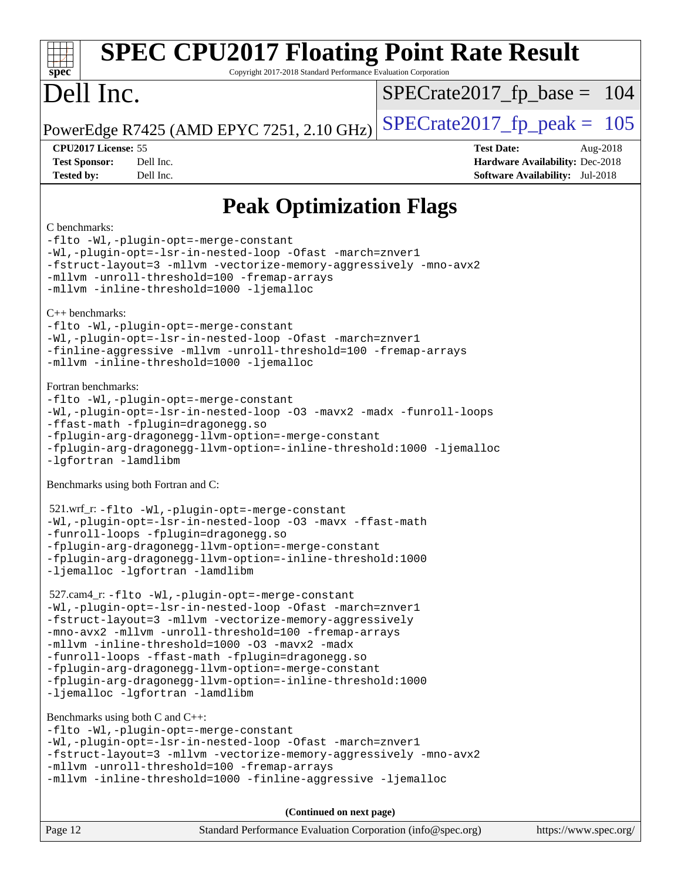# SPEC CPU2017 Floating Point Rate Result

Copyright 2017-2018 Standard Performance Evaluation Corporation

# Dell Inc.

PowerEdge R7425 (AMD EPYC 7251, 2.10 GHz)

SPECrate2017_fp_base = 104

SPECrate2017_fp_peak = 105

**CPU2017 License:** 55
**Test Sponsor:** Dell Inc.
**Tested by:** Dell Inc.

**Test Date:** Aug-2018
**Hardware Availability:** Dec-2018
**Software Availability:** Jul-2018

## Peak Optimization Flags

C benchmarks:

```
-flto -Wl,-plugin-opt=-merge-constant
-Wl,-plugin-opt=-lsr-in-nested-loop -Ofast -march=znver1
-fstruct-layout=3 -mllvm -vectorize-memory-aggressively -mno-avx2
-mllvm -unroll-threshold=100 -fremap-arrays
-mllvm -inline-threshold=1000 -ljemalloc
```

C++ benchmarks:

```
-flto -Wl,-plugin-opt=-merge-constant
-Wl,-plugin-opt=-lsr-in-nested-loop -Ofast -march=znver1
-finline-aggressive -mllvm -unroll-threshold=100 -fremap-arrays
-mllvm -inline-threshold=1000 -ljemalloc
```

Fortran benchmarks:

```
-flto -Wl,-plugin-opt=-merge-constant
-Wl,-plugin-opt=-lsr-in-nested-loop -O3 -mavx2 -madx -funroll-loops
-ffast-math -fplugin=dragonegg.so
-fplugin-arg-dragonegg-llvm-option=-merge-constant
-fplugin-arg-dragonegg-llvm-option=-inline-threshold:1000 -ljemalloc
-lgfortran -lamdlibm
```

Benchmarks using both Fortran and C:

521.wrf_r:
```
-flto -Wl,-plugin-opt=-merge-constant
-Wl,-plugin-opt=-lsr-in-nested-loop -O3 -mavx -ffast-math
-funroll-loops -fplugin=dragonegg.so
-fplugin-arg-dragonegg-llvm-option=-merge-constant
-fplugin-arg-dragonegg-llvm-option=-inline-threshold:1000
-ljemalloc -lgfortran -lamdlibm
```

527.cam4_r:
```
-flto -Wl,-plugin-opt=-merge-constant
-Wl,-plugin-opt=-lsr-in-nested-loop -Ofast -march=znver1
-fstruct-layout=3 -mllvm -vectorize-memory-aggressively
-mno-avx2 -mllvm -unroll-threshold=100 -fremap-arrays
-mllvm -inline-threshold=1000 -O3 -mavx2 -madx
-funroll-loops -ffast-math -fplugin=dragonegg.so
-fplugin-arg-dragonegg-llvm-option=-merge-constant
-fplugin-arg-dragonegg-llvm-option=-inline-threshold:1000
-ljemalloc -lgfortran -lamdlibm
```

Benchmarks using both C and C++:

```
-flto -Wl,-plugin-opt=-merge-constant
-Wl,-plugin-opt=-lsr-in-nested-loop -Ofast -march=znver1
-fstruct-layout=3 -mllvm -vectorize-memory-aggressively -mno-avx2
-mllvm -unroll-threshold=100 -fremap-arrays
-mllvm -inline-threshold=1000 -finline-aggressive -ljemalloc
```

**(Continued on next page)**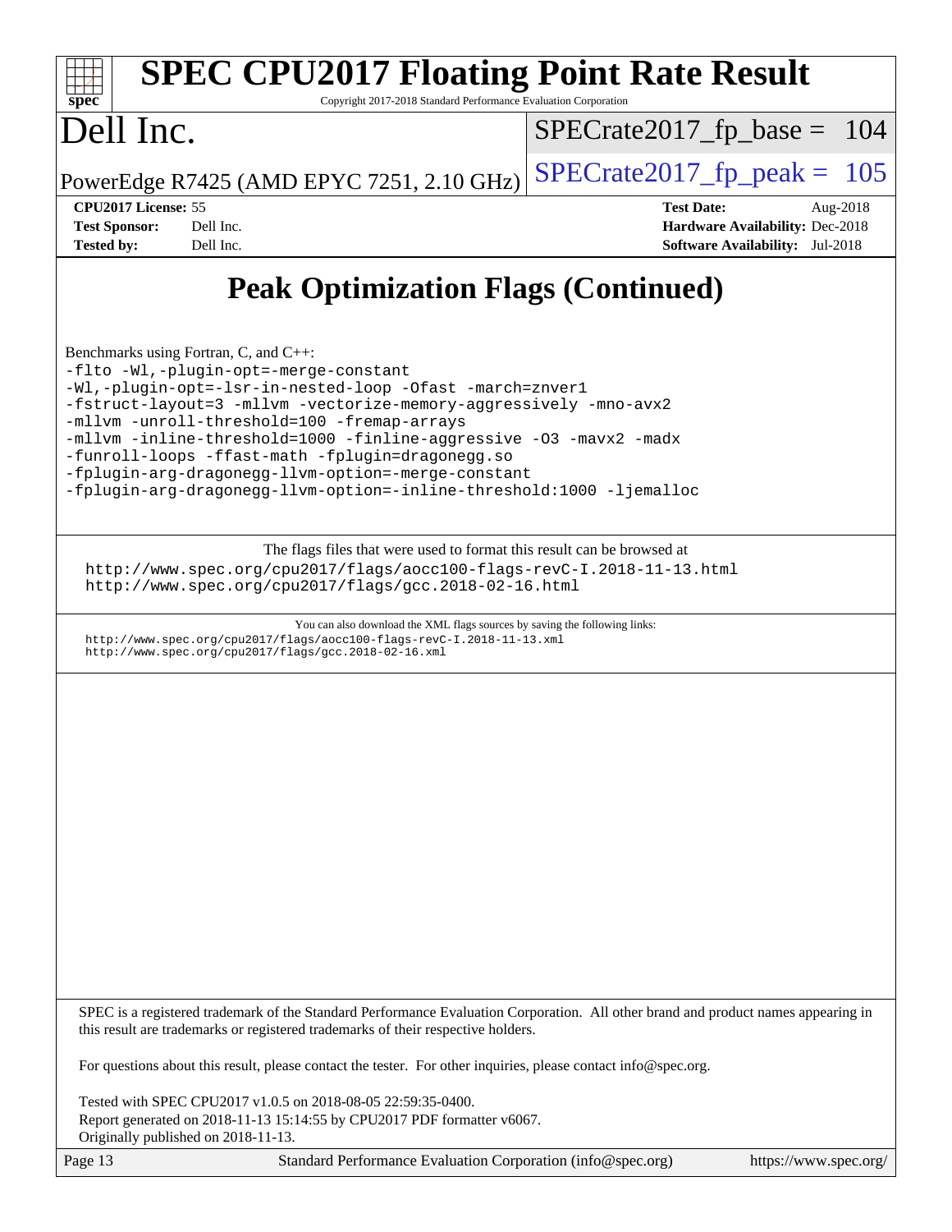# Peak Optimization Flags (Continued)

Benchmarks using Fortran, C, and C++:

```
-flto -Wl,-plugin-opt=-merge-constant
-Wl,-plugin-opt=-lsr-in-nested-loop -Ofast -march=znver1
-fstruct-layout=3 -mllvm -vectorize-memory-aggressively -mno-avx2
-mllvm -unroll-threshold=100 -fremap-arrays
-mllvm -inline-threshold=1000 -finline-aggressive -O3 -mavx2 -madx
-funroll-loops -ffast-math -fplugin=dragonegg.so
-fplugin-arg-dragonegg-llvm-option=-merge-constant
-fplugin-arg-dragonegg-llvm-option=-inline-threshold:1000 -ljemalloc
```

The flags files that were used to format this result can be browsed at

http://www.spec.org/cpu2017/flags/aocc100-flags-revC-I.2018-11-13.html
http://www.spec.org/cpu2017/flags/gcc.2018-02-16.html

You can also download the XML flags sources by saving the following links:

http://www.spec.org/cpu2017/flags/aocc100-flags-revC-I.2018-11-13.xml
http://www.spec.org/cpu2017/flags/gcc.2018-02-16.xml

SPEC is a registered trademark of the Standard Performance Evaluation Corporation. All other brand and product names appearing in this result are trademarks or registered trademarks of their respective holders.

For questions about this result, please contact the tester. For other inquiries, please contact info@spec.org.

Tested with SPEC CPU2017 v1.0.5 on 2018-08-05 22:59:35-0400.
Report generated on 2018-11-13 15:14:55 by CPU2017 PDF formatter v6067.
Originally published on 2018-11-13.